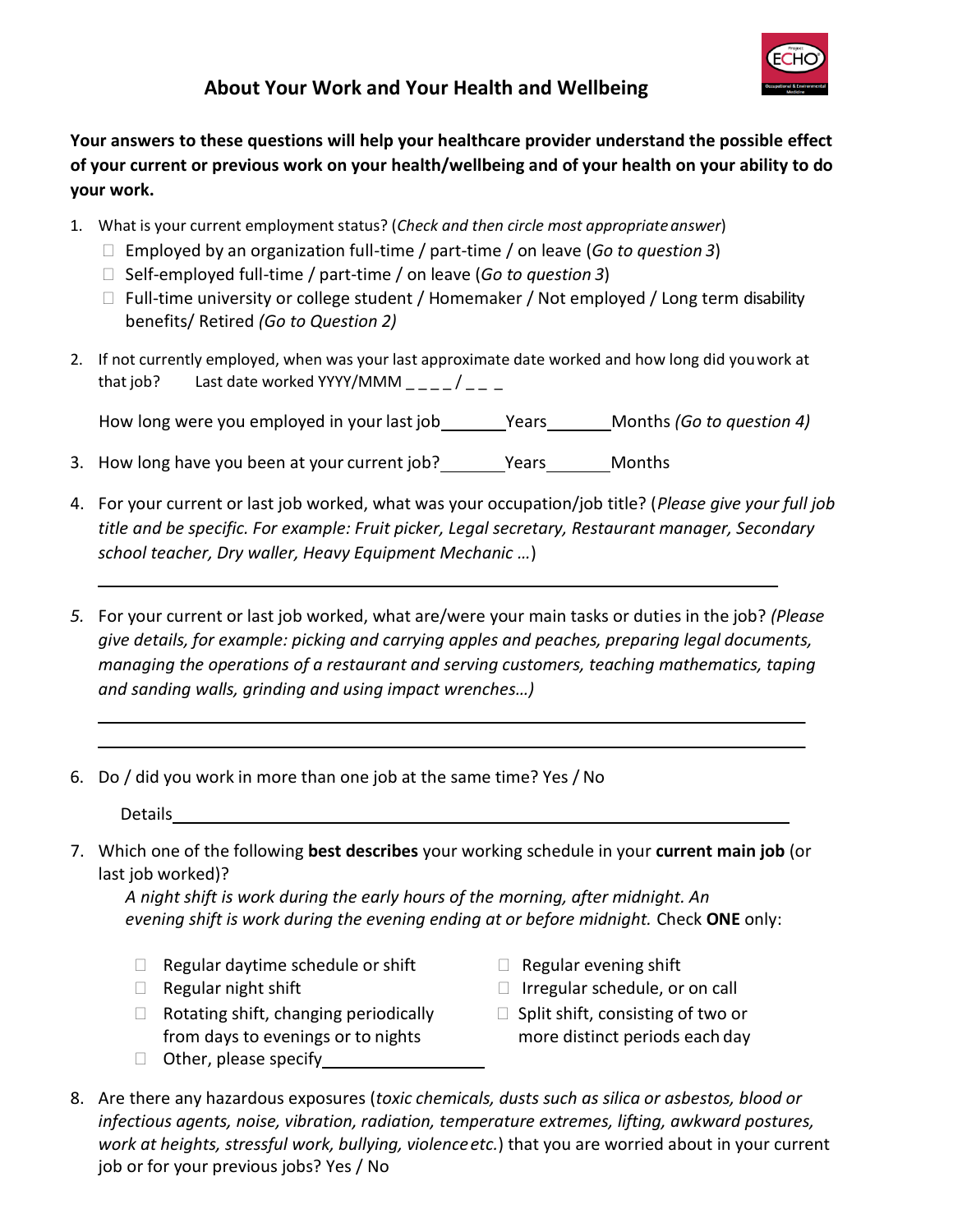# About Your Work and Your Health and Wellbeing

**Your answers to these questions will help your healthcare provider understand the possible effect of your current or previous work on your health/wellbeing and of your health on your ability to do your work.**

1. What is your current employment status? (*Check and then circle most appropriate answer*)
   - ☐ Employed by an organization full-time / part-time / on leave (*Go to question 3*)
   - ☐ Self-employed full-time / part-time / on leave (*Go to question 3*)
   - ☐ Full-time university or college student / Homemaker / Not employed / Long term disability benefits/ Retired *(Go to Question 2)*

2. If not currently employed, when was your last approximate date worked and how long did you work at that job? Last date worked YYYY/MMM _ _ _ _ / _ _ _

   How long were you employed in your last job\_\_\_\_\_\_\_Years\_\_\_\_\_\_\_Months *(Go to question 4)*

3. How long have you been at your current job?\_\_\_\_\_\_\_Years\_\_\_\_\_\_\_Months

4. For your current or last job worked, what was your occupation/job title? (*Please give your full job title and be specific. For example: Fruit picker, Legal secretary, Restaurant manager, Secondary school teacher, Dry waller, Heavy Equipment Mechanic …*)

   \_\_\_\_\_\_\_\_\_\_\_\_\_\_\_\_\_\_\_\_\_\_\_\_\_\_\_\_\_\_\_\_\_\_\_\_\_\_\_\_\_\_\_\_\_\_\_\_\_\_\_\_\_\_\_\_\_\_\_\_

5. For your current or last job worked, what are/were your main tasks or duties in the job? *(Please give details, for example: picking and carrying apples and peaches, preparing legal documents, managing the operations of a restaurant and serving customers, teaching mathematics, taping and sanding walls, grinding and using impact wrenches…)*

   \_\_\_\_\_\_\_\_\_\_\_\_\_\_\_\_\_\_\_\_\_\_\_\_\_\_\_\_\_\_\_\_\_\_\_\_\_\_\_\_\_\_\_\_\_\_\_\_\_\_\_\_\_\_\_\_\_\_\_\_

   \_\_\_\_\_\_\_\_\_\_\_\_\_\_\_\_\_\_\_\_\_\_\_\_\_\_\_\_\_\_\_\_\_\_\_\_\_\_\_\_\_\_\_\_\_\_\_\_\_\_\_\_\_\_\_\_\_\_\_\_

6. Do / did you work in more than one job at the same time? Yes / No

   Details\_\_\_\_\_\_\_\_\_\_\_\_\_\_\_\_\_\_\_\_\_\_\_\_\_\_\_\_\_\_\_\_\_\_\_\_\_\_\_\_\_\_\_\_\_\_\_\_\_\_\_\_\_\_\_\_\_\_\_\_

7. Which one of the following **best describes** your working schedule in your **current main job** (or last job worked)?

   *A night shift is work during the early hours of the morning, after midnight. An evening shift is work during the evening ending at or before midnight.* Check **ONE** only:

   - ☐ Regular daytime schedule or shift
   - ☐ Regular night shift
   - ☐ Rotating shift, changing periodically from days to evenings or to nights
   - ☐ Other, please specify\_\_\_\_\_\_\_\_\_\_\_\_\_\_\_\_\_\_\_\_
   - ☐ Regular evening shift
   - ☐ Irregular schedule, or on call
   - ☐ Split shift, consisting of two or more distinct periods each day

8. Are there any hazardous exposures (*toxic chemicals, dusts such as silica or asbestos, blood or infectious agents, noise, vibration, radiation, temperature extremes, lifting, awkward postures, work at heights, stressful work, bullying, violence etc.*) that you are worried about in your current job or for your previous jobs? Yes / No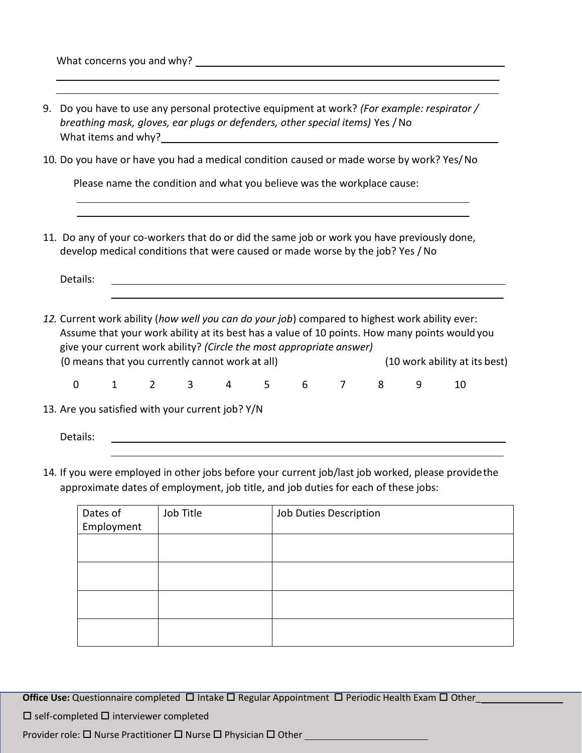What concerns you and why? ___________________________________________

______________________________________________________________________

______________________________________________________________________

9. Do you have to use any personal protective equipment at work? *(For example: respirator / breathing mask, gloves, ear plugs or defenders, other special items)* Yes / No
   What items and why?___________________________________________

10. Do you have or have you had a medical condition caused or made worse by work? Yes/ No

    Please name the condition and what you believe was the workplace cause:

    ______________________________________________________________________

    ______________________________________________________________________

11. Do any of your co-workers that do or did the same job or work you have previously done, develop medical conditions that were caused or made worse by the job? Yes / No

    Details: ______________________________________________________________

    ______________________________________________________________________

12. Current work ability (*how well you can do your job*) compared to highest work ability ever: Assume that your work ability at its best has a value of 10 points. How many points would you give your current work ability? *(Circle the most appropriate answer)*
    (0 means that you currently cannot work at all) (10 work ability at its best)

    0 1 2 3 4 5 6 7 8 9 10

13. Are you satisfied with your current job? Y/N

    Details: ______________________________________________________________

    ______________________________________________________________________

14. If you were employed in other jobs before your current job/last job worked, please provide the approximate dates of employment, job title, and job duties for each of these jobs:

| Dates of Employment | Job Title | Job Duties Description |
|---|---|---|
| | | |
| | | |
| | | |
| | | |

**Office Use:** Questionnaire completed ☐ Intake ☐ Regular Appointment ☐ Periodic Health Exam ☐ Other_______________

☐ self-completed ☐ interviewer completed

Provider role: ☐ Nurse Practitioner ☐ Nurse ☐ Physician ☐ Other _______________